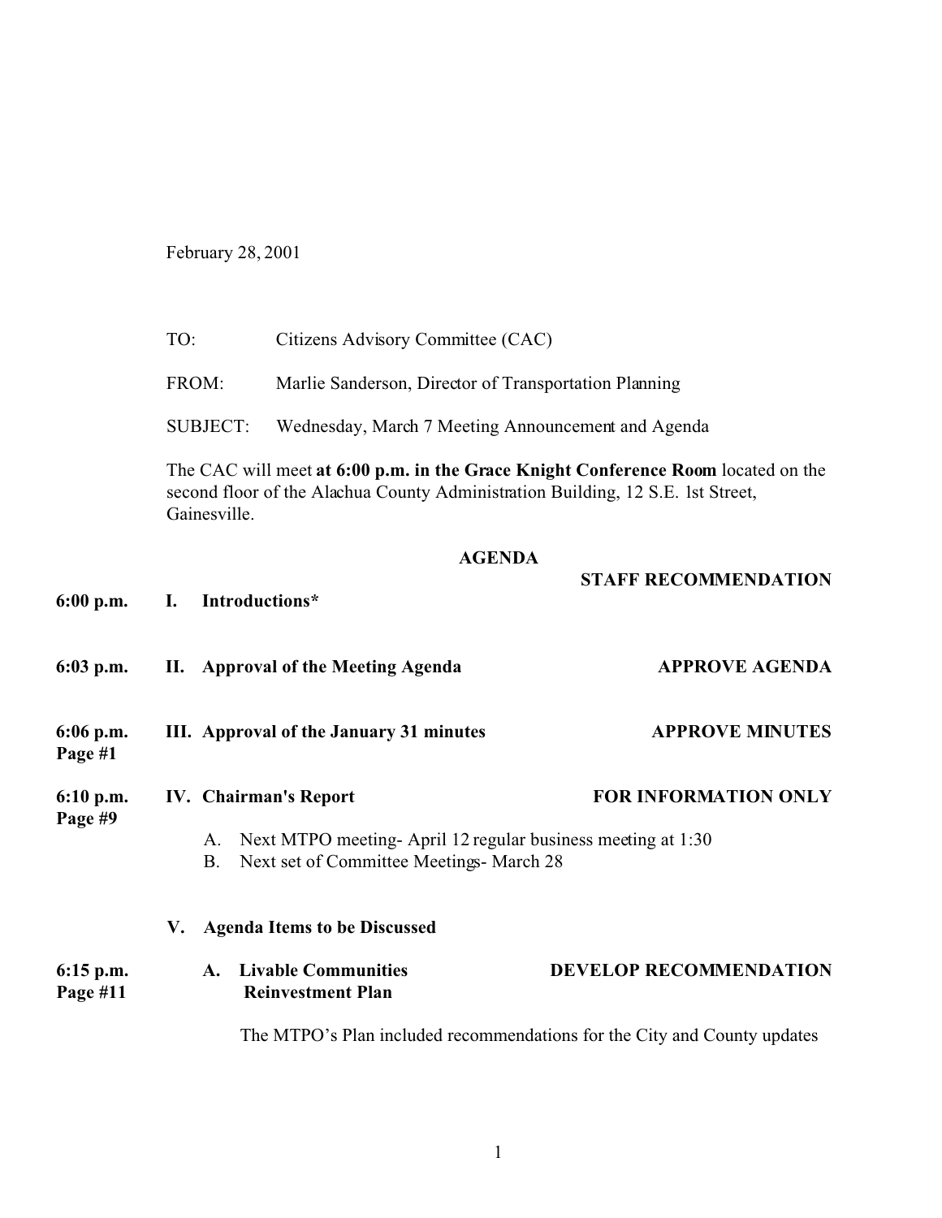February 28, 2001

TO: Citizens Advisory Committee (CAC)

FROM: Marlie Sanderson, Director of Transportation Planning

SUBJECT: Wednesday, March 7 Meeting Announcement and Agenda

The CAC will meet **at 6:00 p.m. in the Grace Knight Conference Room** located on the second floor of the Alachua County Administration Building, 12 S.E. 1st Street, Gainesville.

## AGENDA

| | | **STAFF RECOMMENDATION** |
|---|---|---|
| **6:00 p.m.** | **I. Introductions*** | |
| **6:03 p.m.** | **II. Approval of the Meeting Agenda** | **APPROVE AGENDA** |
| **6:06 p.m. Page #1** | **III. Approval of the January 31 minutes** | **APPROVE MINUTES** |
| **6:10 p.m. Page #9** | **IV. Chairman's Report** | **FOR INFORMATION ONLY** |

A. Next MTPO meeting- April 12 regular business meeting at 1:30
B. Next set of Committee Meetings- March 28

**V. Agenda Items to be Discussed**

| | | |
|---|---|---|
| **6:15 p.m. Page #11** | **A. Livable Communities Reinvestment Plan** | **DEVELOP RECOMMENDATION** |

The MTPO's Plan included recommendations for the City and County updates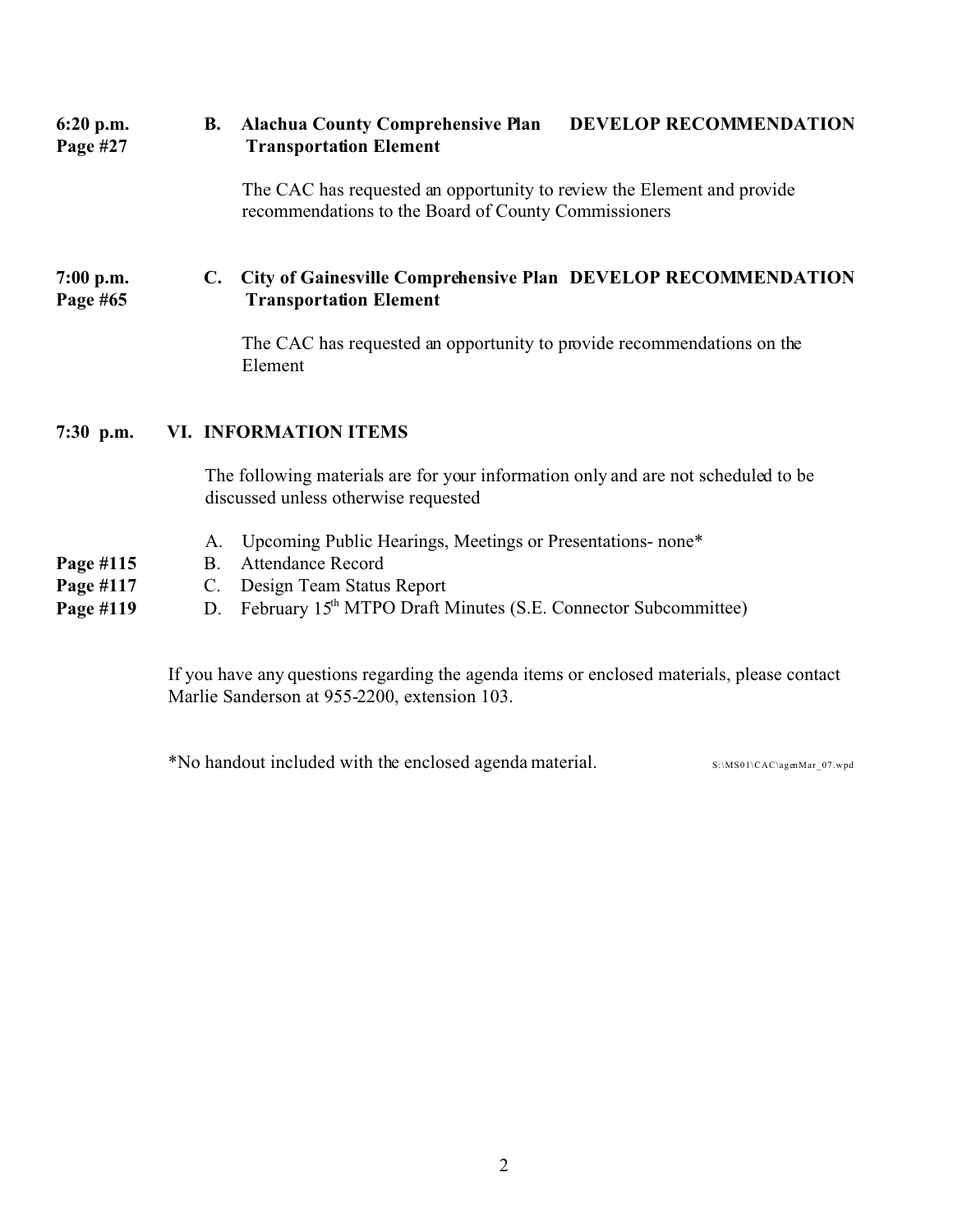**6:20 p.m.** **B. Alachua County Comprehensive Plan Transportation Element** **DEVELOP RECOMMENDATION**
**Page #27**

The CAC has requested an opportunity to review the Element and provide recommendations to the Board of County Commissioners

**7:00 p.m.** **C. City of Gainesville Comprehensive Plan Transportation Element** **DEVELOP RECOMMENDATION**
**Page #65**

The CAC has requested an opportunity to provide recommendations on the Element

**7:30 p.m.** **VI. INFORMATION ITEMS**

The following materials are for your information only and are not scheduled to be discussed unless otherwise requested

A. Upcoming Public Hearings, Meetings or Presentations- none*

**Page #115** B. Attendance Record

**Page #117** C. Design Team Status Report

**Page #119** D. February 15th MTPO Draft Minutes (S.E. Connector Subcommittee)

If you have any questions regarding the agenda items or enclosed materials, please contact Marlie Sanderson at 955-2200, extension 103.

*No handout included with the enclosed agenda material.

S:\MS01\CAC\agenMar_07.wpd